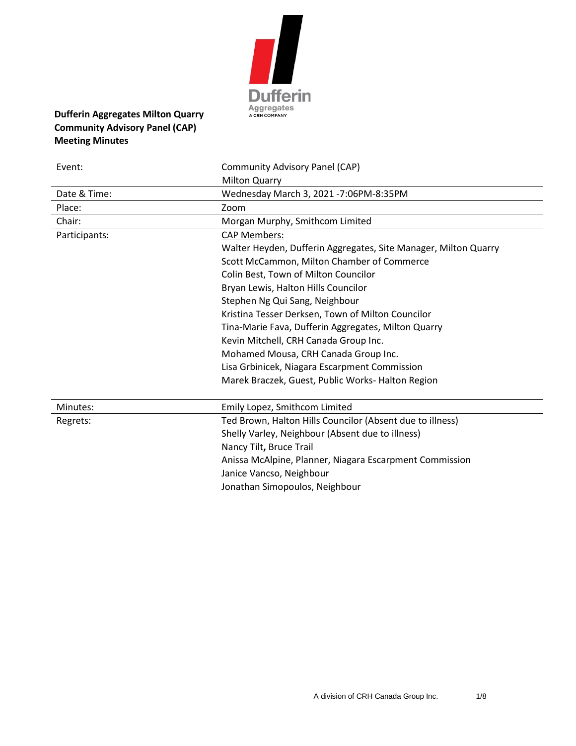**Dufferin Aggregates Milton Quarry**
**Community Advisory Panel (CAP)**
**Meeting Minutes**

| | |
|---|---|
| Event: | Community Advisory Panel (CAP)<br>Milton Quarry |
| Date & Time: | Wednesday March 3, 2021 -7:06PM-8:35PM |
| Place: | Zoom |
| Chair: | Morgan Murphy, Smithcom Limited |
| Participants: | CAP Members:<br>Walter Heyden, Dufferin Aggregates, Site Manager, Milton Quarry<br>Scott McCammon, Milton Chamber of Commerce<br>Colin Best, Town of Milton Councilor<br>Bryan Lewis, Halton Hills Councilor<br>Stephen Ng Qui Sang, Neighbour<br>Kristina Tesser Derksen, Town of Milton Councilor<br>Tina-Marie Fava, Dufferin Aggregates, Milton Quarry<br>Kevin Mitchell, CRH Canada Group Inc.<br>Mohamed Mousa, CRH Canada Group Inc.<br>Lisa Grbinicek, Niagara Escarpment Commission<br>Marek Braczek, Guest, Public Works- Halton Region |
| Minutes: | Emily Lopez, Smithcom Limited |
| Regrets: | Ted Brown, Halton Hills Councilor (Absent due to illness)<br>Shelly Varley, Neighbour (Absent due to illness)<br>Nancy Tilt, Bruce Trail<br>Anissa McAlpine, Planner, Niagara Escarpment Commission<br>Janice Vancso, Neighbour<br>Jonathan Simopoulos, Neighbour |

A division of CRH Canada Group Inc.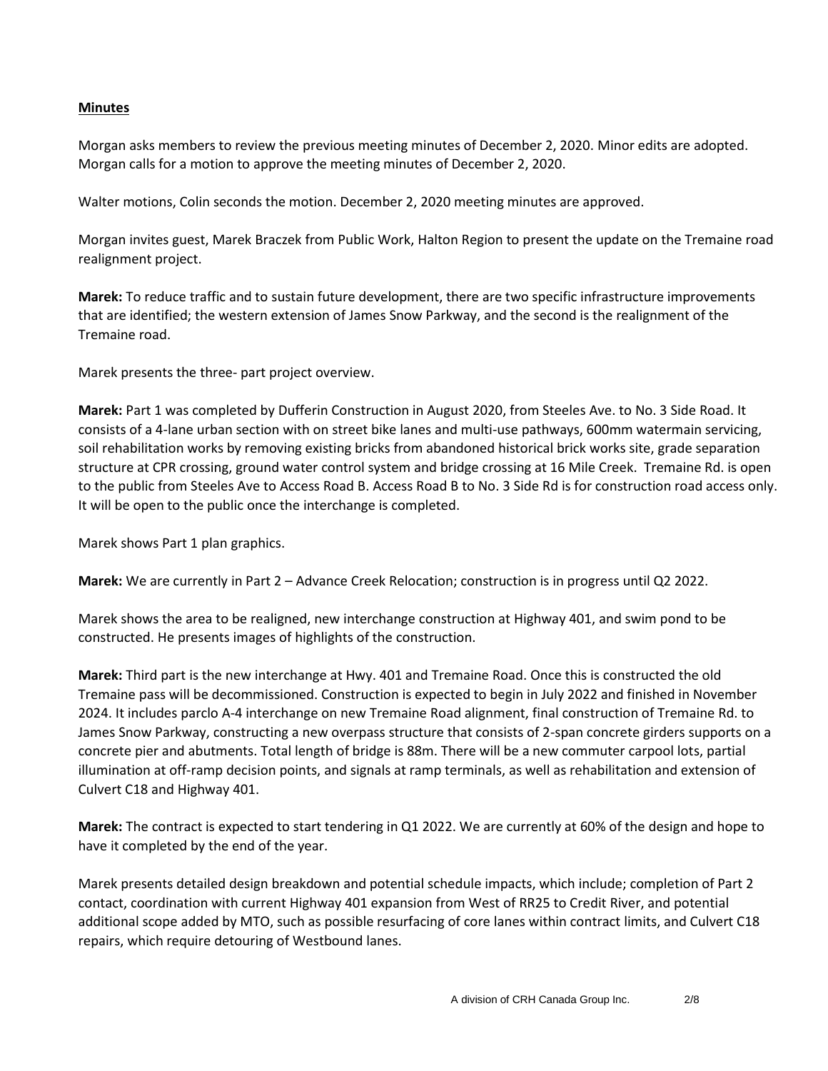**Minutes**

Morgan asks members to review the previous meeting minutes of December 2, 2020. Minor edits are adopted. Morgan calls for a motion to approve the meeting minutes of December 2, 2020.

Walter motions, Colin seconds the motion. December 2, 2020 meeting minutes are approved.

Morgan invites guest, Marek Braczek from Public Work, Halton Region to present the update on the Tremaine road realignment project.

**Marek:** To reduce traffic and to sustain future development, there are two specific infrastructure improvements that are identified; the western extension of James Snow Parkway, and the second is the realignment of the Tremaine road.

Marek presents the three- part project overview.

**Marek:** Part 1 was completed by Dufferin Construction in August 2020, from Steeles Ave. to No. 3 Side Road. It consists of a 4-lane urban section with on street bike lanes and multi-use pathways, 600mm watermain servicing, soil rehabilitation works by removing existing bricks from abandoned historical brick works site, grade separation structure at CPR crossing, ground water control system and bridge crossing at 16 Mile Creek. Tremaine Rd. is open to the public from Steeles Ave to Access Road B. Access Road B to No. 3 Side Rd is for construction road access only. It will be open to the public once the interchange is completed.

Marek shows Part 1 plan graphics.

**Marek:** We are currently in Part 2 – Advance Creek Relocation; construction is in progress until Q2 2022.

Marek shows the area to be realigned, new interchange construction at Highway 401, and swim pond to be constructed. He presents images of highlights of the construction.

**Marek:** Third part is the new interchange at Hwy. 401 and Tremaine Road. Once this is constructed the old Tremaine pass will be decommissioned. Construction is expected to begin in July 2022 and finished in November 2024. It includes parclo A-4 interchange on new Tremaine Road alignment, final construction of Tremaine Rd. to James Snow Parkway, constructing a new overpass structure that consists of 2-span concrete girders supports on a concrete pier and abutments. Total length of bridge is 88m. There will be a new commuter carpool lots, partial illumination at off-ramp decision points, and signals at ramp terminals, as well as rehabilitation and extension of Culvert C18 and Highway 401.

**Marek:** The contract is expected to start tendering in Q1 2022. We are currently at 60% of the design and hope to have it completed by the end of the year.

Marek presents detailed design breakdown and potential schedule impacts, which include; completion of Part 2 contact, coordination with current Highway 401 expansion from West of RR25 to Credit River, and potential additional scope added by MTO, such as possible resurfacing of core lanes within contract limits, and Culvert C18 repairs, which require detouring of Westbound lanes.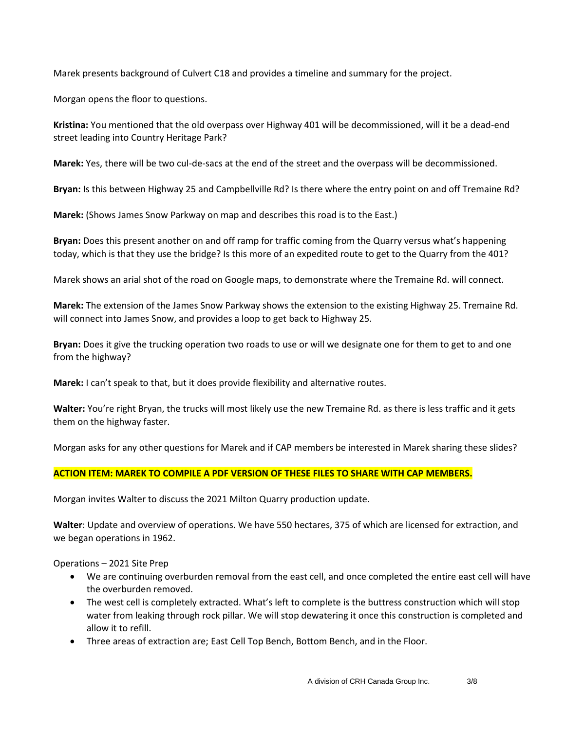Marek presents background of Culvert C18 and provides a timeline and summary for the project.

Morgan opens the floor to questions.

**Kristina:** You mentioned that the old overpass over Highway 401 will be decommissioned, will it be a dead-end street leading into Country Heritage Park?

**Marek:** Yes, there will be two cul-de-sacs at the end of the street and the overpass will be decommissioned.

**Bryan:** Is this between Highway 25 and Campbellville Rd? Is there where the entry point on and off Tremaine Rd?

**Marek:** (Shows James Snow Parkway on map and describes this road is to the East.)

**Bryan:** Does this present another on and off ramp for traffic coming from the Quarry versus what's happening today, which is that they use the bridge? Is this more of an expedited route to get to the Quarry from the 401?

Marek shows an arial shot of the road on Google maps, to demonstrate where the Tremaine Rd. will connect.

**Marek:** The extension of the James Snow Parkway shows the extension to the existing Highway 25. Tremaine Rd. will connect into James Snow, and provides a loop to get back to Highway 25.

**Bryan:** Does it give the trucking operation two roads to use or will we designate one for them to get to and one from the highway?

**Marek:** I can't speak to that, but it does provide flexibility and alternative routes.

**Walter:** You're right Bryan, the trucks will most likely use the new Tremaine Rd. as there is less traffic and it gets them on the highway faster.

Morgan asks for any other questions for Marek and if CAP members be interested in Marek sharing these slides?

**ACTION ITEM: MAREK TO COMPILE A PDF VERSION OF THESE FILES TO SHARE WITH CAP MEMBERS.**

Morgan invites Walter to discuss the 2021 Milton Quarry production update.

**Walter**: Update and overview of operations. We have 550 hectares, 375 of which are licensed for extraction, and we began operations in 1962.

Operations – 2021 Site Prep

- We are continuing overburden removal from the east cell, and once completed the entire east cell will have the overburden removed.
- The west cell is completely extracted. What's left to complete is the buttress construction which will stop water from leaking through rock pillar. We will stop dewatering it once this construction is completed and allow it to refill.
- Three areas of extraction are; East Cell Top Bench, Bottom Bench, and in the Floor.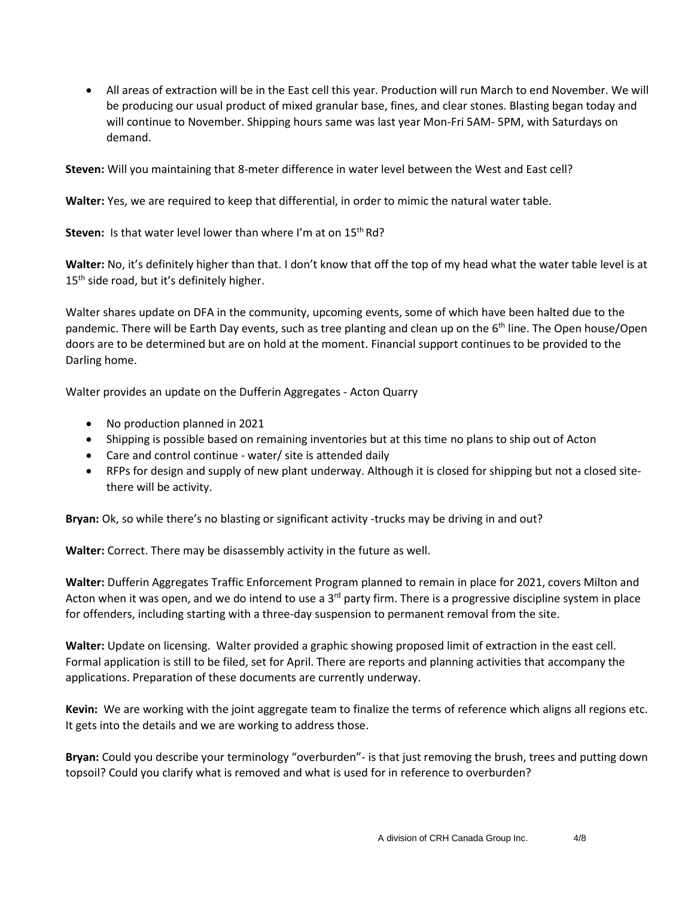- All areas of extraction will be in the East cell this year. Production will run March to end November. We will be producing our usual product of mixed granular base, fines, and clear stones. Blasting began today and will continue to November. Shipping hours same was last year Mon-Fri 5AM- 5PM, with Saturdays on demand.

**Steven:** Will you maintaining that 8-meter difference in water level between the West and East cell?

**Walter:** Yes, we are required to keep that differential, in order to mimic the natural water table.

**Steven:** Is that water level lower than where I'm at on 15th Rd?

**Walter:** No, it's definitely higher than that. I don't know that off the top of my head what the water table level is at 15th side road, but it's definitely higher.

Walter shares update on DFA in the community, upcoming events, some of which have been halted due to the pandemic. There will be Earth Day events, such as tree planting and clean up on the 6th line. The Open house/Open doors are to be determined but are on hold at the moment. Financial support continues to be provided to the Darling home.

Walter provides an update on the Dufferin Aggregates - Acton Quarry

- No production planned in 2021
- Shipping is possible based on remaining inventories but at this time no plans to ship out of Acton
- Care and control continue - water/ site is attended daily
- RFPs for design and supply of new plant underway. Although it is closed for shipping but not a closed site- there will be activity.

**Bryan:** Ok, so while there's no blasting or significant activity -trucks may be driving in and out?

**Walter:** Correct. There may be disassembly activity in the future as well.

**Walter:** Dufferin Aggregates Traffic Enforcement Program planned to remain in place for 2021, covers Milton and Acton when it was open, and we do intend to use a 3rd party firm. There is a progressive discipline system in place for offenders, including starting with a three-day suspension to permanent removal from the site.

**Walter:** Update on licensing. Walter provided a graphic showing proposed limit of extraction in the east cell. Formal application is still to be filed, set for April. There are reports and planning activities that accompany the applications. Preparation of these documents are currently underway.

**Kevin:** We are working with the joint aggregate team to finalize the terms of reference which aligns all regions etc. It gets into the details and we are working to address those.

**Bryan:** Could you describe your terminology "overburden"- is that just removing the brush, trees and putting down topsoil? Could you clarify what is removed and what is used for in reference to overburden?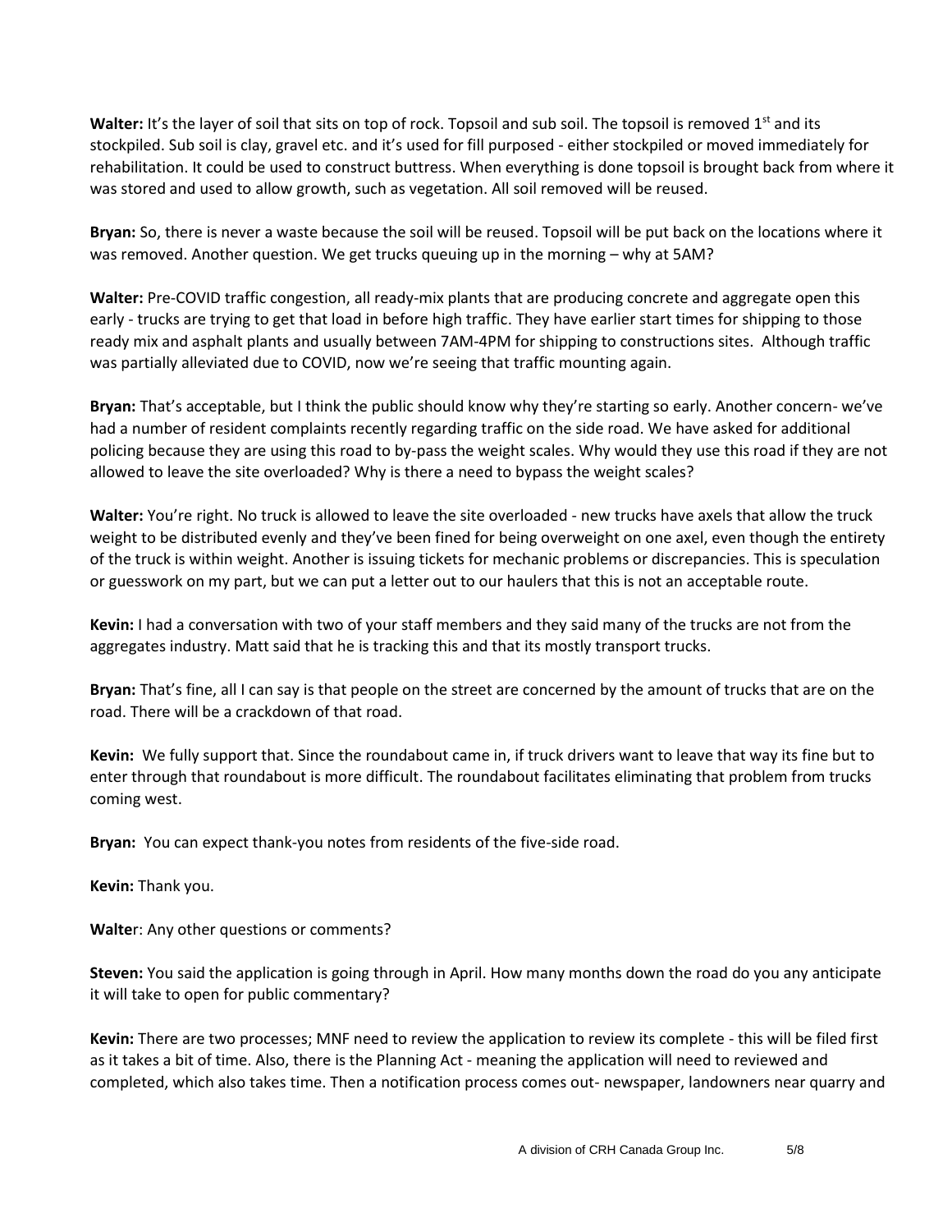**Walter:** It's the layer of soil that sits on top of rock. Topsoil and sub soil. The topsoil is removed 1st and its stockpiled. Sub soil is clay, gravel etc. and it's used for fill purposed - either stockpiled or moved immediately for rehabilitation. It could be used to construct buttress. When everything is done topsoil is brought back from where it was stored and used to allow growth, such as vegetation. All soil removed will be reused.

**Bryan:** So, there is never a waste because the soil will be reused. Topsoil will be put back on the locations where it was removed. Another question. We get trucks queuing up in the morning – why at 5AM?

**Walter:** Pre-COVID traffic congestion, all ready-mix plants that are producing concrete and aggregate open this early - trucks are trying to get that load in before high traffic. They have earlier start times for shipping to those ready mix and asphalt plants and usually between 7AM-4PM for shipping to constructions sites. Although traffic was partially alleviated due to COVID, now we're seeing that traffic mounting again.

**Bryan:** That's acceptable, but I think the public should know why they're starting so early. Another concern- we've had a number of resident complaints recently regarding traffic on the side road. We have asked for additional policing because they are using this road to by-pass the weight scales. Why would they use this road if they are not allowed to leave the site overloaded? Why is there a need to bypass the weight scales?

**Walter:** You're right. No truck is allowed to leave the site overloaded - new trucks have axels that allow the truck weight to be distributed evenly and they've been fined for being overweight on one axel, even though the entirety of the truck is within weight. Another is issuing tickets for mechanic problems or discrepancies. This is speculation or guesswork on my part, but we can put a letter out to our haulers that this is not an acceptable route.

**Kevin:** I had a conversation with two of your staff members and they said many of the trucks are not from the aggregates industry. Matt said that he is tracking this and that its mostly transport trucks.

**Bryan:** That's fine, all I can say is that people on the street are concerned by the amount of trucks that are on the road. There will be a crackdown of that road.

**Kevin:** We fully support that. Since the roundabout came in, if truck drivers want to leave that way its fine but to enter through that roundabout is more difficult. The roundabout facilitates eliminating that problem from trucks coming west.

**Bryan:** You can expect thank-you notes from residents of the five-side road.

**Kevin:** Thank you.

**Walter:** Any other questions or comments?

**Steven:** You said the application is going through in April. How many months down the road do you any anticipate it will take to open for public commentary?

**Kevin:** There are two processes; MNF need to review the application to review its complete - this will be filed first as it takes a bit of time. Also, there is the Planning Act - meaning the application will need to reviewed and completed, which also takes time. Then a notification process comes out- newspaper, landowners near quarry and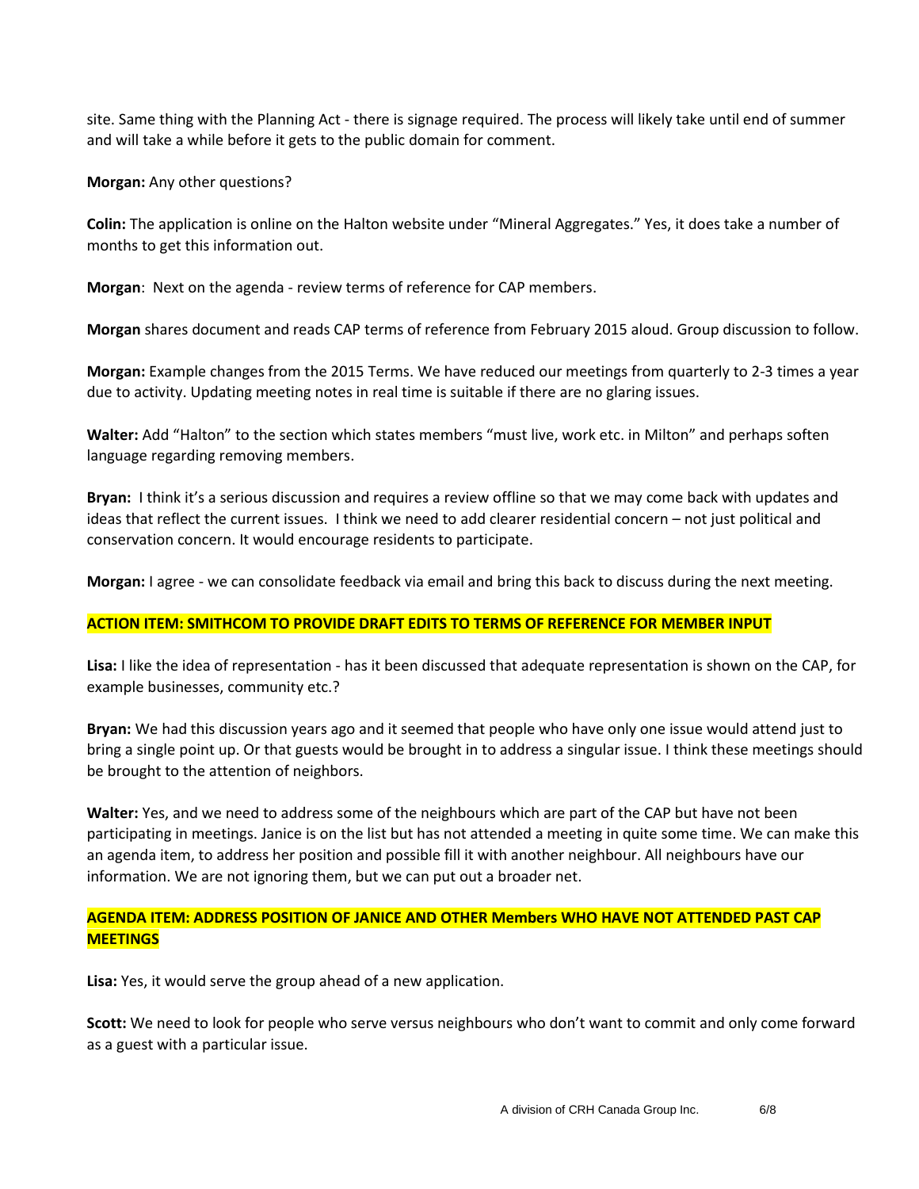site. Same thing with the Planning Act - there is signage required. The process will likely take until end of summer and will take a while before it gets to the public domain for comment.

**Morgan:** Any other questions?

**Colin:** The application is online on the Halton website under "Mineral Aggregates." Yes, it does take a number of months to get this information out.

**Morgan**: Next on the agenda - review terms of reference for CAP members.

**Morgan** shares document and reads CAP terms of reference from February 2015 aloud. Group discussion to follow.

**Morgan:** Example changes from the 2015 Terms. We have reduced our meetings from quarterly to 2-3 times a year due to activity. Updating meeting notes in real time is suitable if there are no glaring issues.

**Walter:** Add "Halton" to the section which states members "must live, work etc. in Milton" and perhaps soften language regarding removing members.

**Bryan:** I think it's a serious discussion and requires a review offline so that we may come back with updates and ideas that reflect the current issues. I think we need to add clearer residential concern – not just political and conservation concern. It would encourage residents to participate.

**Morgan:** I agree - we can consolidate feedback via email and bring this back to discuss during the next meeting.

**ACTION ITEM: SMITHCOM TO PROVIDE DRAFT EDITS TO TERMS OF REFERENCE FOR MEMBER INPUT**

**Lisa:** I like the idea of representation - has it been discussed that adequate representation is shown on the CAP, for example businesses, community etc.?

**Bryan:** We had this discussion years ago and it seemed that people who have only one issue would attend just to bring a single point up. Or that guests would be brought in to address a singular issue. I think these meetings should be brought to the attention of neighbors.

**Walter:** Yes, and we need to address some of the neighbours which are part of the CAP but have not been participating in meetings. Janice is on the list but has not attended a meeting in quite some time. We can make this an agenda item, to address her position and possible fill it with another neighbour. All neighbours have our information. We are not ignoring them, but we can put out a broader net.

**AGENDA ITEM: ADDRESS POSITION OF JANICE AND OTHER Members WHO HAVE NOT ATTENDED PAST CAP MEETINGS**

**Lisa:** Yes, it would serve the group ahead of a new application.

**Scott:** We need to look for people who serve versus neighbours who don't want to commit and only come forward as a guest with a particular issue.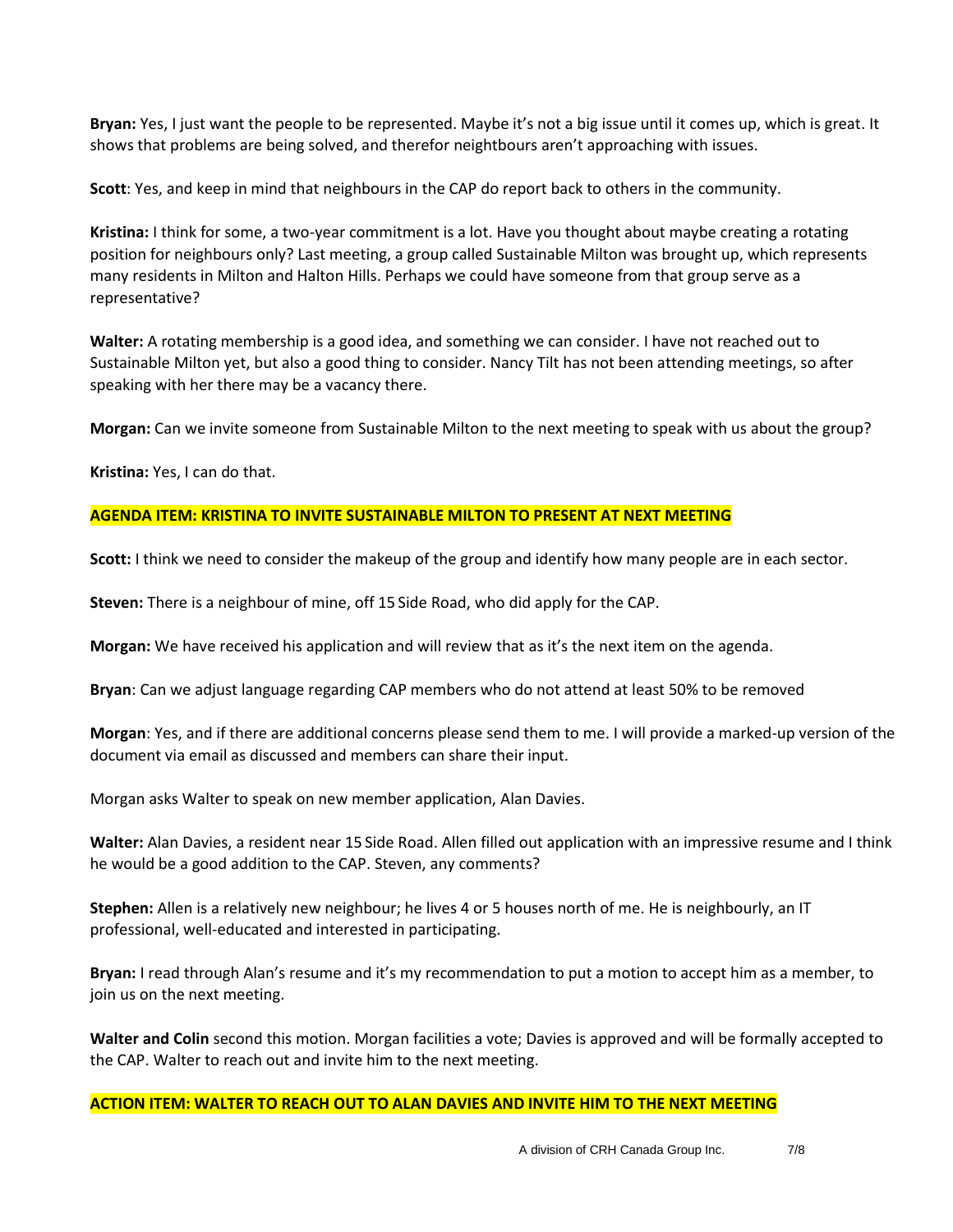**Bryan:** Yes, I just want the people to be represented. Maybe it's not a big issue until it comes up, which is great. It shows that problems are being solved, and therefor neightbours aren't approaching with issues.

**Scott**: Yes, and keep in mind that neighbours in the CAP do report back to others in the community.

**Kristina:** I think for some, a two-year commitment is a lot. Have you thought about maybe creating a rotating position for neighbours only? Last meeting, a group called Sustainable Milton was brought up, which represents many residents in Milton and Halton Hills. Perhaps we could have someone from that group serve as a representative?

**Walter:** A rotating membership is a good idea, and something we can consider. I have not reached out to Sustainable Milton yet, but also a good thing to consider. Nancy Tilt has not been attending meetings, so after speaking with her there may be a vacancy there.

**Morgan:** Can we invite someone from Sustainable Milton to the next meeting to speak with us about the group?

**Kristina:** Yes, I can do that.

**AGENDA ITEM: KRISTINA TO INVITE SUSTAINABLE MILTON TO PRESENT AT NEXT MEETING**

**Scott:** I think we need to consider the makeup of the group and identify how many people are in each sector.

**Steven:** There is a neighbour of mine, off 15 Side Road, who did apply for the CAP.

**Morgan:** We have received his application and will review that as it's the next item on the agenda.

**Bryan**: Can we adjust language regarding CAP members who do not attend at least 50% to be removed

**Morgan**: Yes, and if there are additional concerns please send them to me. I will provide a marked-up version of the document via email as discussed and members can share their input.

Morgan asks Walter to speak on new member application, Alan Davies.

**Walter:** Alan Davies, a resident near 15 Side Road. Allen filled out application with an impressive resume and I think he would be a good addition to the CAP. Steven, any comments?

**Stephen:** Allen is a relatively new neighbour; he lives 4 or 5 houses north of me. He is neighbourly, an IT professional, well-educated and interested in participating.

**Bryan:** I read through Alan's resume and it's my recommendation to put a motion to accept him as a member, to join us on the next meeting.

**Walter and Colin** second this motion. Morgan facilities a vote; Davies is approved and will be formally accepted to the CAP. Walter to reach out and invite him to the next meeting.

**ACTION ITEM: WALTER TO REACH OUT TO ALAN DAVIES AND INVITE HIM TO THE NEXT MEETING**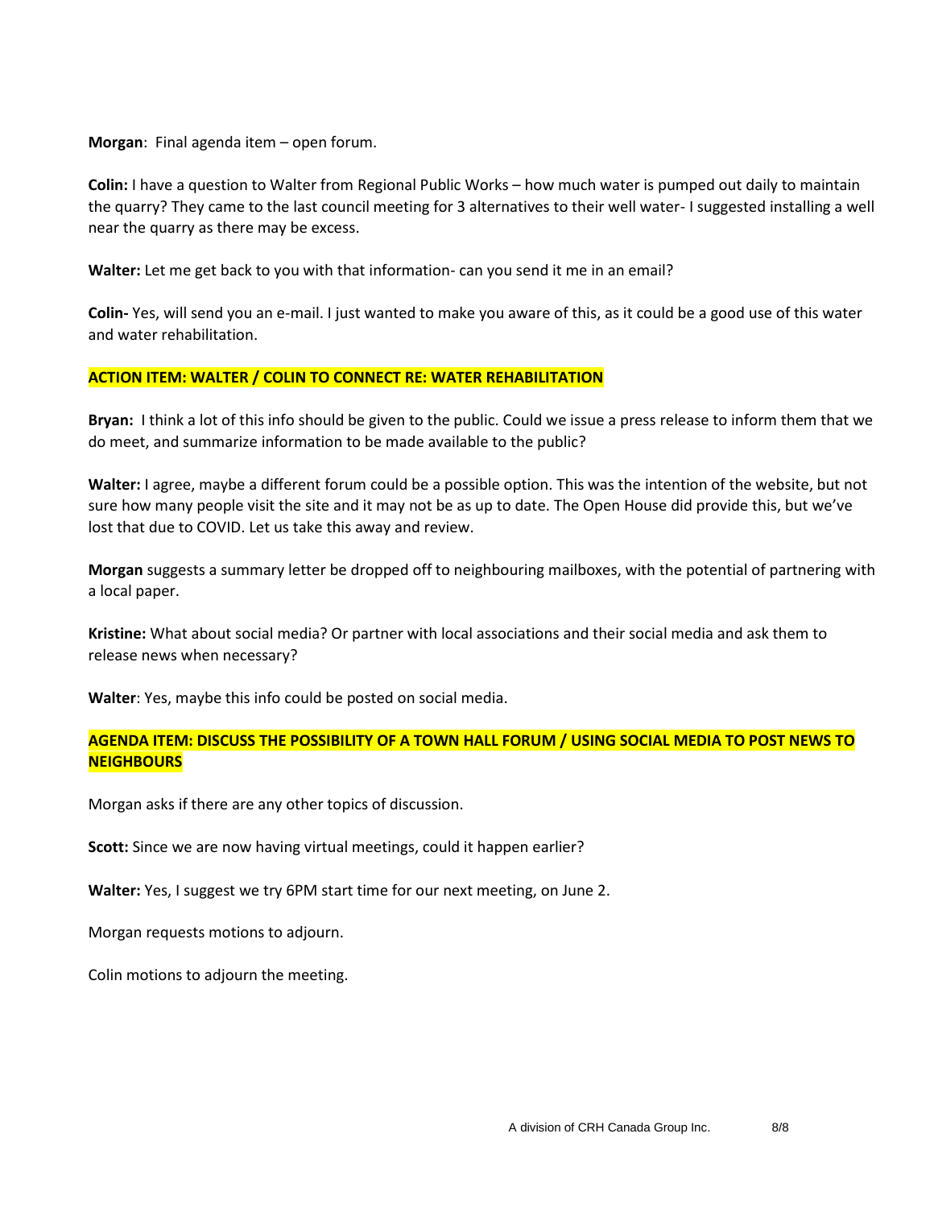**Morgan**: Final agenda item – open forum.

**Colin:** I have a question to Walter from Regional Public Works – how much water is pumped out daily to maintain the quarry? They came to the last council meeting for 3 alternatives to their well water- I suggested installing a well near the quarry as there may be excess.

**Walter:** Let me get back to you with that information- can you send it me in an email?

**Colin-** Yes, will send you an e-mail. I just wanted to make you aware of this, as it could be a good use of this water and water rehabilitation.

**ACTION ITEM: WALTER / COLIN TO CONNECT RE: WATER REHABILITATION**

**Bryan:** I think a lot of this info should be given to the public. Could we issue a press release to inform them that we do meet, and summarize information to be made available to the public?

**Walter:** I agree, maybe a different forum could be a possible option. This was the intention of the website, but not sure how many people visit the site and it may not be as up to date. The Open House did provide this, but we've lost that due to COVID. Let us take this away and review.

**Morgan** suggests a summary letter be dropped off to neighbouring mailboxes, with the potential of partnering with a local paper.

**Kristine:** What about social media? Or partner with local associations and their social media and ask them to release news when necessary?

**Walter**: Yes, maybe this info could be posted on social media.

**AGENDA ITEM: DISCUSS THE POSSIBILITY OF A TOWN HALL FORUM / USING SOCIAL MEDIA TO POST NEWS TO NEIGHBOURS**

Morgan asks if there are any other topics of discussion.

**Scott:** Since we are now having virtual meetings, could it happen earlier?

**Walter:** Yes, I suggest we try 6PM start time for our next meeting, on June 2.

Morgan requests motions to adjourn.

Colin motions to adjourn the meeting.

A division of CRH Canada Group Inc.